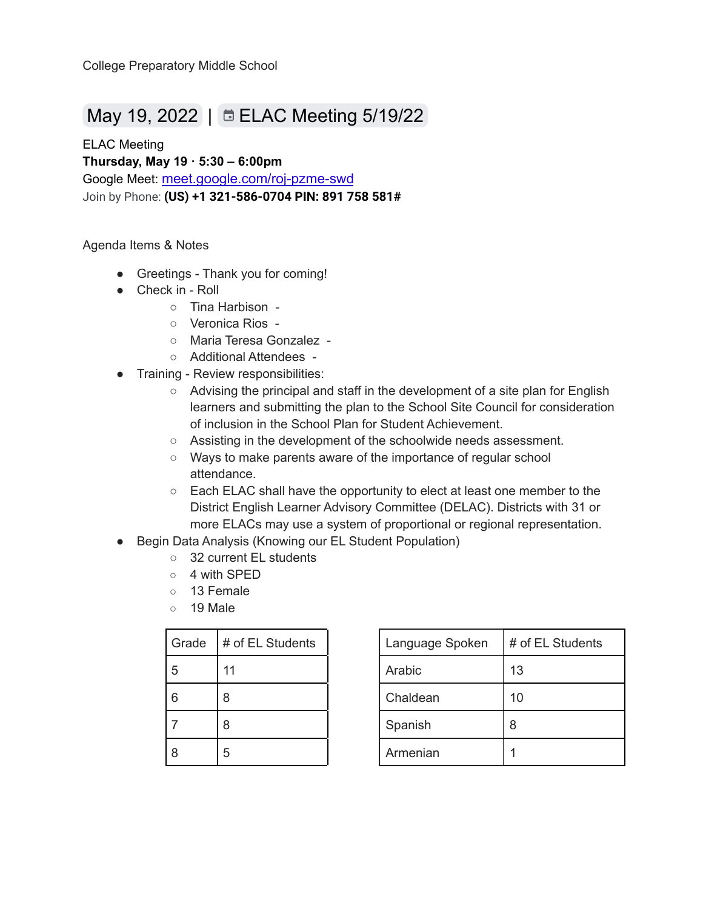College Preparatory Middle School

# May 19, 2022 | ELAC Meeting 5/19/22

ELAC Meeting
**Thursday, May 19 · 5:30 – 6:00pm**
Google Meet: [meet.google.com/roj-pzme-swd](https://meet.google.com/roj-pzme-swd)
Join by Phone: **(US) +1 321-586-0704 PIN: 891 758 581#**

Agenda Items & Notes

- Greetings - Thank you for coming!
- Check in - Roll
  - Tina Harbison -
  - Veronica Rios -
  - Maria Teresa Gonzalez -
  - Additional Attendees -
- Training - Review responsibilities:
  - Advising the principal and staff in the development of a site plan for English learners and submitting the plan to the School Site Council for consideration of inclusion in the School Plan for Student Achievement.
  - Assisting in the development of the schoolwide needs assessment.
  - Ways to make parents aware of the importance of regular school attendance.
  - Each ELAC shall have the opportunity to elect at least one member to the District English Learner Advisory Committee (DELAC). Districts with 31 or more ELACs may use a system of proportional or regional representation.
- Begin Data Analysis (Knowing our EL Student Population)
  - 32 current EL students
  - 4 with SPED
  - 13 Female
  - 19 Male

| Grade | # of EL Students |
|---|---|
| 5 | 11 |
| 6 | 8 |
| 7 | 8 |
| 8 | 5 |

| Language Spoken | # of EL Students |
|---|---|
| Arabic | 13 |
| Chaldean | 10 |
| Spanish | 8 |
| Armenian | 1 |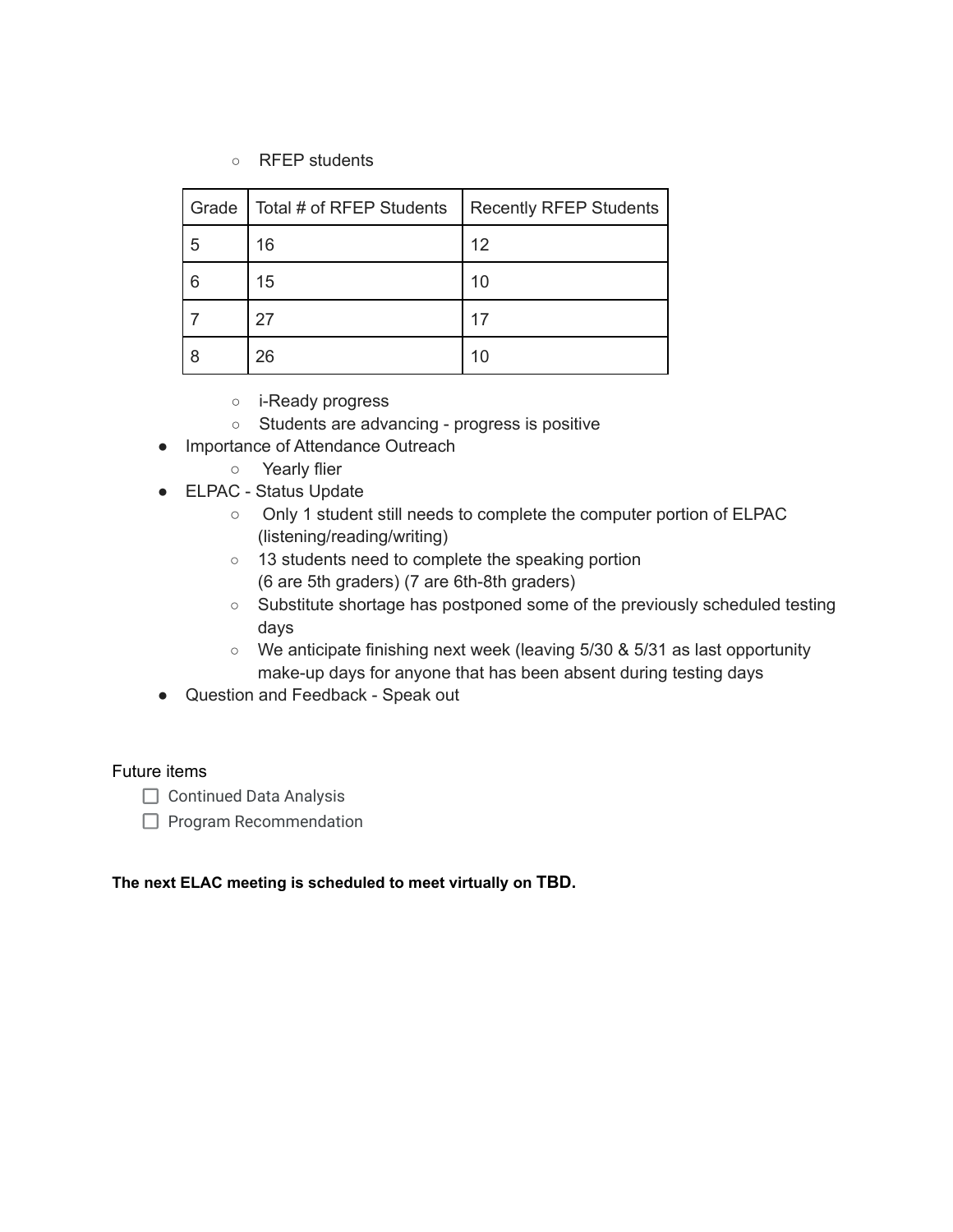- RFEP students

| Grade | Total # of RFEP Students | Recently RFEP Students |
|---|---|---|
| 5 | 16 | 12 |
| 6 | 15 | 10 |
| 7 | 27 | 17 |
| 8 | 26 | 10 |

    - i-Ready progress
    - Students are advancing - progress is positive
- Importance of Attendance Outreach
    - Yearly flier
- ELPAC - Status Update
    - Only 1 student still needs to complete the computer portion of ELPAC (listening/reading/writing)
    - 13 students need to complete the speaking portion (6 are 5th graders) (7 are 6th-8th graders)
    - Substitute shortage has postponed some of the previously scheduled testing days
    - We anticipate finishing next week (leaving 5/30 & 5/31 as last opportunity make-up days for anyone that has been absent during testing days
- Question and Feedback - Speak out

Future items

- [ ] Continued Data Analysis
- [ ] Program Recommendation

**The next ELAC meeting is scheduled to meet virtually on TBD.**